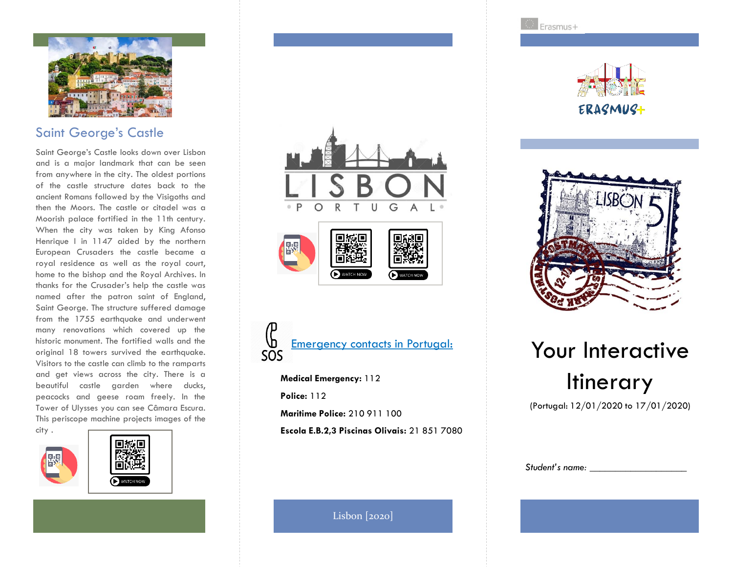## Saint George's Castle

Saint George's Castle looks down over Lisbon and is a major landmark that can be seen from anywhere in the city. The oldest portions of the castle structure dates back to the ancient Romans followed by the Visigoths and then the Moors. The castle or citadel was a Moorish palace fortified in the 11th century. When the city was taken by King Afonso Henrique I in 1147 aided by the northern European Crusaders the castle became a royal residence as well as the royal court, home to the bishop and the Royal Archives. In thanks for the Crusader's help the castle was named after the patron saint of England, Saint George. The structure suffered damage from the 1755 earthquake and underwent many renovations which covered up the historic monument. The fortified walls and the original 18 towers survived the earthquake. Visitors to the castle can climb to the ramparts and get views across the city. There is a beautiful castle garden where ducks, peacocks and geese roam freely. In the Tower of Ulysses you can see Câmara Escura. This periscope machine projects images of the city .

WATCH NOW

LISBON
PORTUGAL

WATCH NOW WATCH NOW

SOS

Emergency contacts in Portugal:

**Medical Emergency:** 112

**Police:** 112

**Maritime Police:** 210 911 100

**Escola E.B.2,3 Piscinas Olivais:** 21 851 7080

Lisbon [2020]

Erasmus+

ERASMUS+

# Your Interactive Itinerary

(Portugal: 12/01/2020 to 17/01/2020)

*Student's name:* ____________________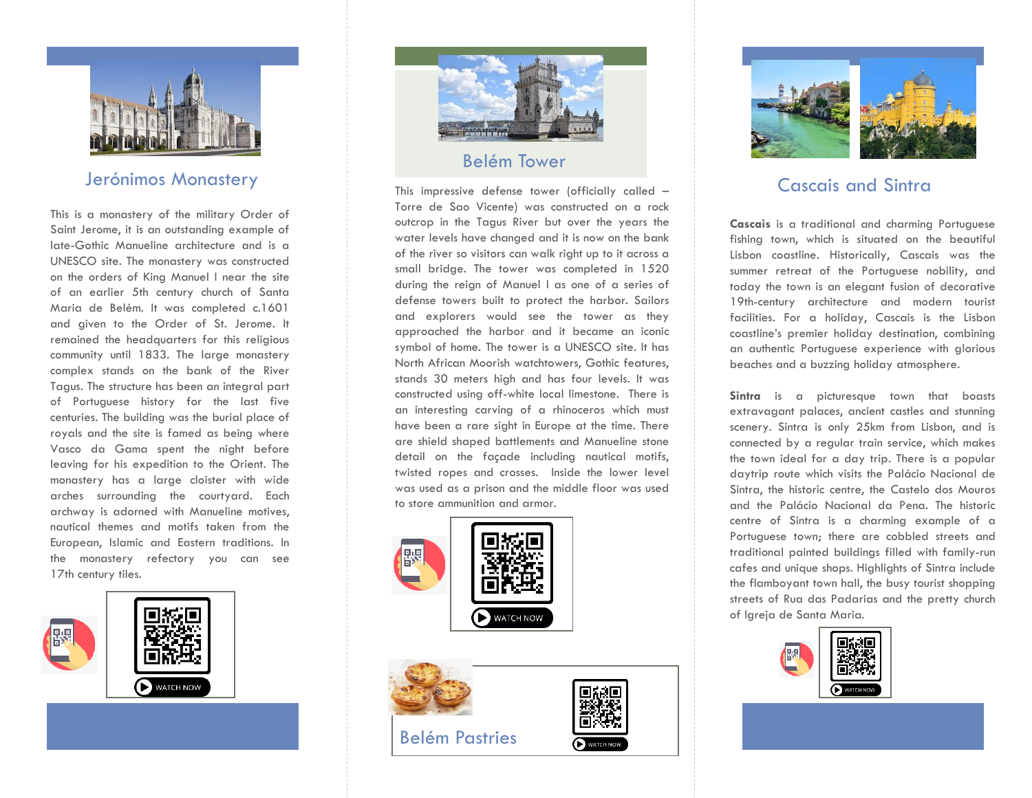## Jerónimos Monastery

This is a monastery of the military Order of Saint Jerome, it is an outstanding example of late-Gothic Manueline architecture and is a UNESCO site. The monastery was constructed on the orders of King Manuel I near the site of an earlier 5th century church of Santa Maria de Belém. It was completed c.1601 and given to the Order of St. Jerome. It remained the headquarters for this religious community until 1833. The large monastery complex stands on the bank of the River Tagus. The structure has been an integral part of Portuguese history for the last five centuries. The building was the burial place of royals and the site is famed as being where Vasco da Gama spent the night before leaving for his expedition to the Orient. The monastery has a large cloister with wide arches surrounding the courtyard. Each archway is adorned with Manueline motives, nautical themes and motifs taken from the European, Islamic and Eastern traditions. In the monastery refectory you can see 17th century tiles.

WATCH NOW

## Belém Tower

This impressive defense tower (officially called – Torre de Sao Vicente) was constructed on a rock outcrop in the Tagus River but over the years the water levels have changed and it is now on the bank of the river so visitors can walk right up to it across a small bridge. The tower was completed in 1520 during the reign of Manuel I as one of a series of defense towers built to protect the harbor. Sailors and explorers would see the tower as they approached the harbor and it became an iconic symbol of home. The tower is a UNESCO site. It has North African Moorish watchtowers, Gothic features, stands 30 meters high and has four levels. It was constructed using off-white local limestone. There is an interesting carving of a rhinoceros which must have been a rare sight in Europe at the time. There are shield shaped battlements and Manueline stone detail on the façade including nautical motifs, twisted ropes and crosses. Inside the lower level was used as a prison and the middle floor was used to store ammunition and armor.

WATCH NOW

## Belém Pastries

WATCH NOW

## Cascais and Sintra

**Cascais** is a traditional and charming Portuguese fishing town, which is situated on the beautiful Lisbon coastline. Historically, Cascais was the summer retreat of the Portuguese nobility, and today the town is an elegant fusion of decorative 19th-century architecture and modern tourist facilities. For a holiday, Cascais is the Lisbon coastline's premier holiday destination, combining an authentic Portuguese experience with glorious beaches and a buzzing holiday atmosphere.

**Sintra** is a picturesque town that boasts extravagant palaces, ancient castles and stunning scenery. Sintra is only 25km from Lisbon, and is connected by a regular train service, which makes the town ideal for a day trip. There is a popular daytrip route which visits the Palácio Nacional de Sintra, the historic centre, the Castelo dos Mouros and the Palácio Nacional da Pena. The historic centre of Sintra is a charming example of a Portuguese town; there are cobbled streets and traditional painted buildings filled with family-run cafes and unique shops. Highlights of Sintra include the flamboyant town hall, the busy tourist shopping streets of Rua das Padarias and the pretty church of Igreja de Santa Maria.

WATCH NOW